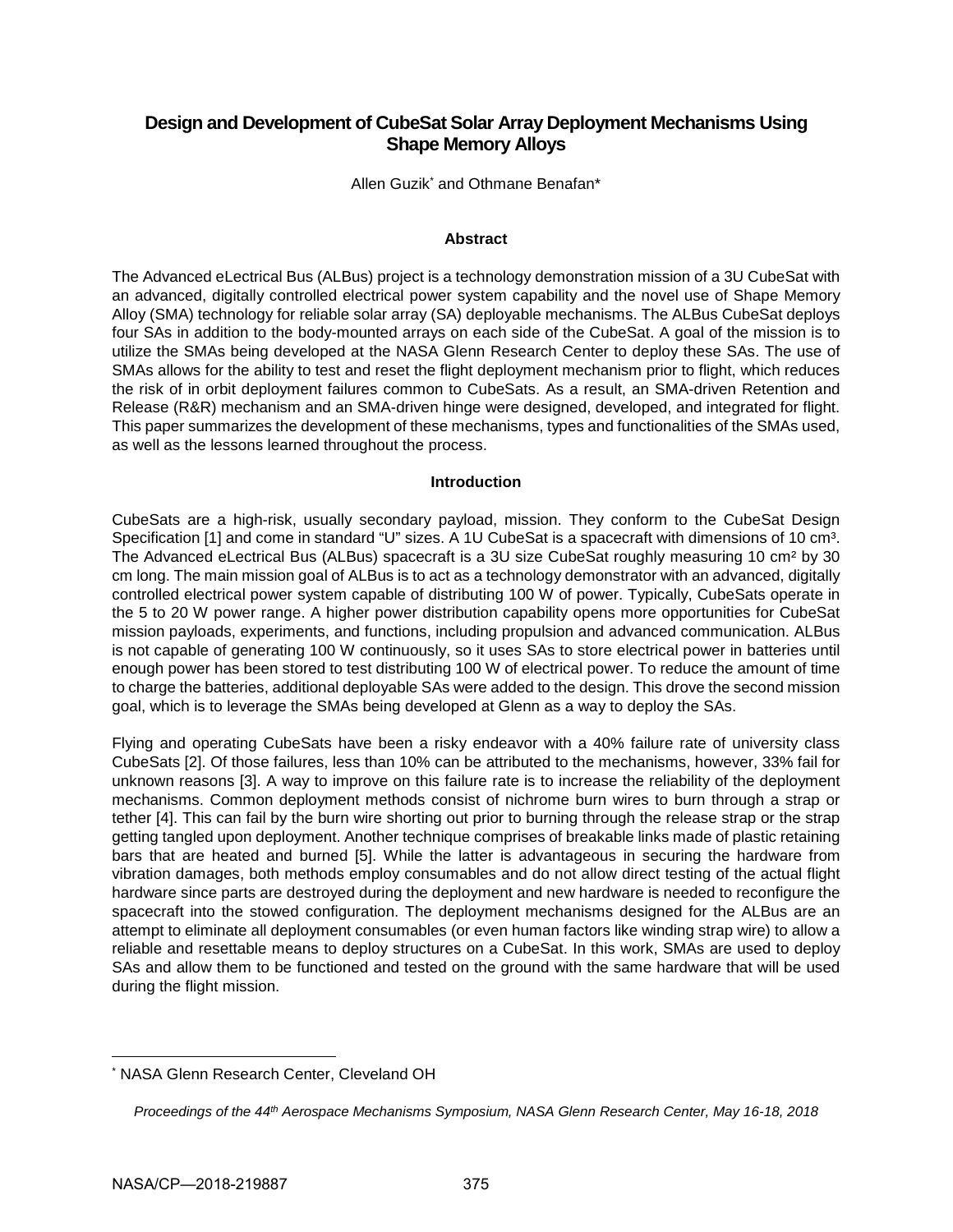# Design and Development of CubeSat Solar Array Deployment Mechanisms Using Shape Memory Alloys

Allen Guzik* and Othmane Benafan*

## Abstract

The Advanced eLectrical Bus (ALBus) project is a technology demonstration mission of a 3U CubeSat with an advanced, digitally controlled electrical power system capability and the novel use of Shape Memory Alloy (SMA) technology for reliable solar array (SA) deployable mechanisms. The ALBus CubeSat deploys four SAs in addition to the body-mounted arrays on each side of the CubeSat. A goal of the mission is to utilize the SMAs being developed at the NASA Glenn Research Center to deploy these SAs. The use of SMAs allows for the ability to test and reset the flight deployment mechanism prior to flight, which reduces the risk of in orbit deployment failures common to CubeSats. As a result, an SMA-driven Retention and Release (R&R) mechanism and an SMA-driven hinge were designed, developed, and integrated for flight. This paper summarizes the development of these mechanisms, types and functionalities of the SMAs used, as well as the lessons learned throughout the process.

## Introduction

CubeSats are a high-risk, usually secondary payload, mission. They conform to the CubeSat Design Specification [1] and come in standard "U" sizes. A 1U CubeSat is a spacecraft with dimensions of 10 $cm^3$. The Advanced eLectrical Bus (ALBus) spacecraft is a 3U size CubeSat roughly measuring 10 $cm^2$ by 30 cm long. The main mission goal of ALBus is to act as a technology demonstrator with an advanced, digitally controlled electrical power system capable of distributing 100 W of power. Typically, CubeSats operate in the 5 to 20 W power range. A higher power distribution capability opens more opportunities for CubeSat mission payloads, experiments, and functions, including propulsion and advanced communication. ALBus is not capable of generating 100 W continuously, so it uses SAs to store electrical power in batteries until enough power has been stored to test distributing 100 W of electrical power. To reduce the amount of time to charge the batteries, additional deployable SAs were added to the design. This drove the second mission goal, which is to leverage the SMAs being developed at Glenn as a way to deploy the SAs.

Flying and operating CubeSats have been a risky endeavor with a 40% failure rate of university class CubeSats [2]. Of those failures, less than 10% can be attributed to the mechanisms, however, 33% fail for unknown reasons [3]. A way to improve on this failure rate is to increase the reliability of the deployment mechanisms. Common deployment methods consist of nichrome burn wires to burn through a strap or tether [4]. This can fail by the burn wire shorting out prior to burning through the release strap or the strap getting tangled upon deployment. Another technique comprises of breakable links made of plastic retaining bars that are heated and burned [5]. While the latter is advantageous in securing the hardware from vibration damages, both methods employ consumables and do not allow direct testing of the actual flight hardware since parts are destroyed during the deployment and new hardware is needed to reconfigure the spacecraft into the stowed configuration. The deployment mechanisms designed for the ALBus are an attempt to eliminate all deployment consumables (or even human factors like winding strap wire) to allow a reliable and resettable means to deploy structures on a CubeSat. In this work, SMAs are used to deploy SAs and allow them to be functioned and tested on the ground with the same hardware that will be used during the flight mission.

* NASA Glenn Research Center, Cleveland OH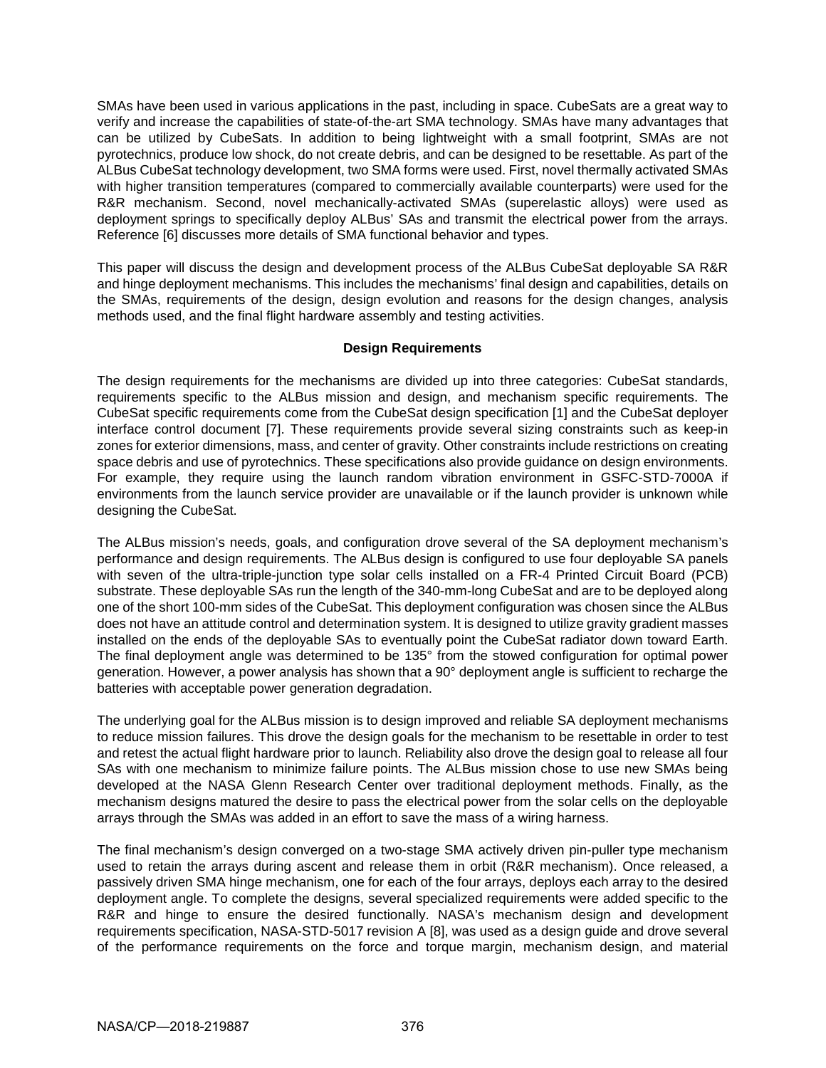SMAs have been used in various applications in the past, including in space. CubeSats are a great way to verify and increase the capabilities of state-of-the-art SMA technology. SMAs have many advantages that can be utilized by CubeSats. In addition to being lightweight with a small footprint, SMAs are not pyrotechnics, produce low shock, do not create debris, and can be designed to be resettable. As part of the ALBus CubeSat technology development, two SMA forms were used. First, novel thermally activated SMAs with higher transition temperatures (compared to commercially available counterparts) were used for the R&R mechanism. Second, novel mechanically-activated SMAs (superelastic alloys) were used as deployment springs to specifically deploy ALBus' SAs and transmit the electrical power from the arrays. Reference [6] discusses more details of SMA functional behavior and types.

This paper will discuss the design and development process of the ALBus CubeSat deployable SA R&R and hinge deployment mechanisms. This includes the mechanisms' final design and capabilities, details on the SMAs, requirements of the design, design evolution and reasons for the design changes, analysis methods used, and the final flight hardware assembly and testing activities.

## Design Requirements

The design requirements for the mechanisms are divided up into three categories: CubeSat standards, requirements specific to the ALBus mission and design, and mechanism specific requirements. The CubeSat specific requirements come from the CubeSat design specification [1] and the CubeSat deployer interface control document [7]. These requirements provide several sizing constraints such as keep-in zones for exterior dimensions, mass, and center of gravity. Other constraints include restrictions on creating space debris and use of pyrotechnics. These specifications also provide guidance on design environments. For example, they require using the launch random vibration environment in GSFC-STD-7000A if environments from the launch service provider are unavailable or if the launch provider is unknown while designing the CubeSat.

The ALBus mission's needs, goals, and configuration drove several of the SA deployment mechanism's performance and design requirements. The ALBus design is configured to use four deployable SA panels with seven of the ultra-triple-junction type solar cells installed on a FR-4 Printed Circuit Board (PCB) substrate. These deployable SAs run the length of the 340-mm-long CubeSat and are to be deployed along one of the short 100-mm sides of the CubeSat. This deployment configuration was chosen since the ALBus does not have an attitude control and determination system. It is designed to utilize gravity gradient masses installed on the ends of the deployable SAs to eventually point the CubeSat radiator down toward Earth. The final deployment angle was determined to be 135° from the stowed configuration for optimal power generation. However, a power analysis has shown that a 90° deployment angle is sufficient to recharge the batteries with acceptable power generation degradation.

The underlying goal for the ALBus mission is to design improved and reliable SA deployment mechanisms to reduce mission failures. This drove the design goals for the mechanism to be resettable in order to test and retest the actual flight hardware prior to launch. Reliability also drove the design goal to release all four SAs with one mechanism to minimize failure points. The ALBus mission chose to use new SMAs being developed at the NASA Glenn Research Center over traditional deployment methods. Finally, as the mechanism designs matured the desire to pass the electrical power from the solar cells on the deployable arrays through the SMAs was added in an effort to save the mass of a wiring harness.

The final mechanism's design converged on a two-stage SMA actively driven pin-puller type mechanism used to retain the arrays during ascent and release them in orbit (R&R mechanism). Once released, a passively driven SMA hinge mechanism, one for each of the four arrays, deploys each array to the desired deployment angle. To complete the designs, several specialized requirements were added specific to the R&R and hinge to ensure the desired functionally. NASA's mechanism design and development requirements specification, NASA-STD-5017 revision A [8], was used as a design guide and drove several of the performance requirements on the force and torque margin, mechanism design, and material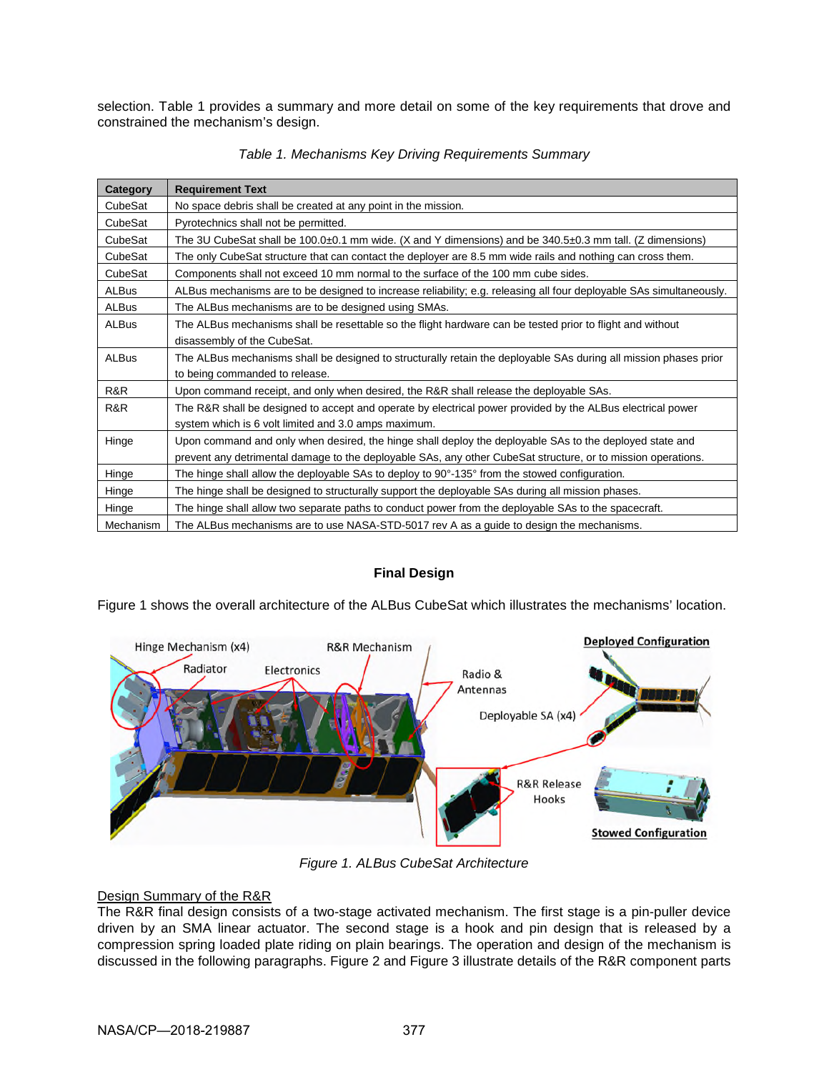selection. Table 1 provides a summary and more detail on some of the key requirements that drove and constrained the mechanism's design.

*Table 1. Mechanisms Key Driving Requirements Summary*

| Category | Requirement Text |
|---|---|
| CubeSat | No space debris shall be created at any point in the mission. |
| CubeSat | Pyrotechnics shall not be permitted. |
| CubeSat | The 3U CubeSat shall be 100.0±0.1 mm wide. (X and Y dimensions) and be 340.5±0.3 mm tall. (Z dimensions) |
| CubeSat | The only CubeSat structure that can contact the deployer are 8.5 mm wide rails and nothing can cross them. |
| CubeSat | Components shall not exceed 10 mm normal to the surface of the 100 mm cube sides. |
| ALBus | ALBus mechanisms are to be designed to increase reliability; e.g. releasing all four deployable SAs simultaneously. |
| ALBus | The ALBus mechanisms are to be designed using SMAs. |
| ALBus | The ALBus mechanisms shall be resettable so the flight hardware can be tested prior to flight and without disassembly of the CubeSat. |
| ALBus | The ALBus mechanisms shall be designed to structurally retain the deployable SAs during all mission phases prior to being commanded to release. |
| R&R | Upon command receipt, and only when desired, the R&R shall release the deployable SAs. |
| R&R | The R&R shall be designed to accept and operate by electrical power provided by the ALBus electrical power system which is 6 volt limited and 3.0 amps maximum. |
| Hinge | Upon command and only when desired, the hinge shall deploy the deployable SAs to the deployed state and prevent any detrimental damage to the deployable SAs, any other CubeSat structure, or to mission operations. |
| Hinge | The hinge shall allow the deployable SAs to deploy to 90°-135° from the stowed configuration. |
| Hinge | The hinge shall be designed to structurally support the deployable SAs during all mission phases. |
| Hinge | The hinge shall allow two separate paths to conduct power from the deployable SAs to the spacecraft. |
| Mechanism | The ALBus mechanisms are to use NASA-STD-5017 rev A as a guide to design the mechanisms. |

## Final Design

Figure 1 shows the overall architecture of the ALBus CubeSat which illustrates the mechanisms' location.

*Figure 1. ALBus CubeSat Architecture*

### Design Summary of the R&R

The R&R final design consists of a two-stage activated mechanism. The first stage is a pin-puller device driven by an SMA linear actuator. The second stage is a hook and pin design that is released by a compression spring loaded plate riding on plain bearings. The operation and design of the mechanism is discussed in the following paragraphs. Figure 2 and Figure 3 illustrate details of the R&R component parts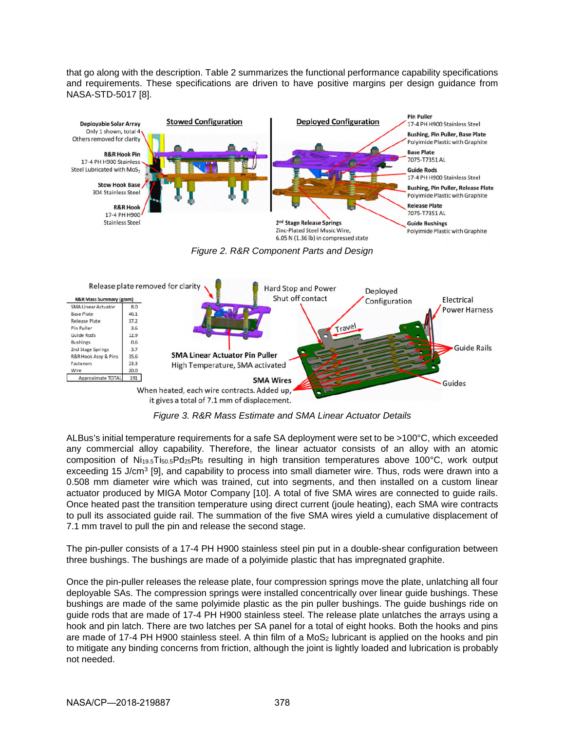that go along with the description. Table 2 summarizes the functional performance capability specifications and requirements. These specifications are driven to have positive margins per design guidance from NASA-STD-5017 [8].

Figure 2. R&R Component Parts and Design

Figure 3. R&R Mass Estimate and SMA Linear Actuator Details

ALBus's initial temperature requirements for a safe SA deployment were set to be >100°C, which exceeded any commercial alloy capability. Therefore, the linear actuator consists of an alloy with an atomic composition of $Ni_{19.5}Ti_{50.5}Pd_{25}Pt_5$ resulting in high transition temperatures above 100°C, work output exceeding 15 J/cm$^3$ [9], and capability to process into small diameter wire. Thus, rods were drawn into a 0.508 mm diameter wire which was trained, cut into segments, and then installed on a custom linear actuator produced by MIGA Motor Company [10]. A total of five SMA wires are connected to guide rails. Once heated past the transition temperature using direct current (joule heating), each SMA wire contracts to pull its associated guide rail. The summation of the five SMA wires yield a cumulative displacement of 7.1 mm travel to pull the pin and release the second stage.

The pin-puller consists of a 17-4 PH H900 stainless steel pin put in a double-shear configuration between three bushings. The bushings are made of a polyimide plastic that has impregnated graphite.

Once the pin-puller releases the release plate, four compression springs move the plate, unlatching all four deployable SAs. The compression springs were installed concentrically over linear guide bushings. These bushings are made of the same polyimide plastic as the pin puller bushings. The guide bushings ride on guide rods that are made of 17-4 PH H900 stainless steel. The release plate unlatches the arrays using a hook and pin latch. There are two latches per SA panel for a total of eight hooks. Both the hooks and pins are made of 17-4 PH H900 stainless steel. A thin film of a $MoS_2$ lubricant is applied on the hooks and pin to mitigate any binding concerns from friction, although the joint is lightly loaded and lubrication is probably not needed.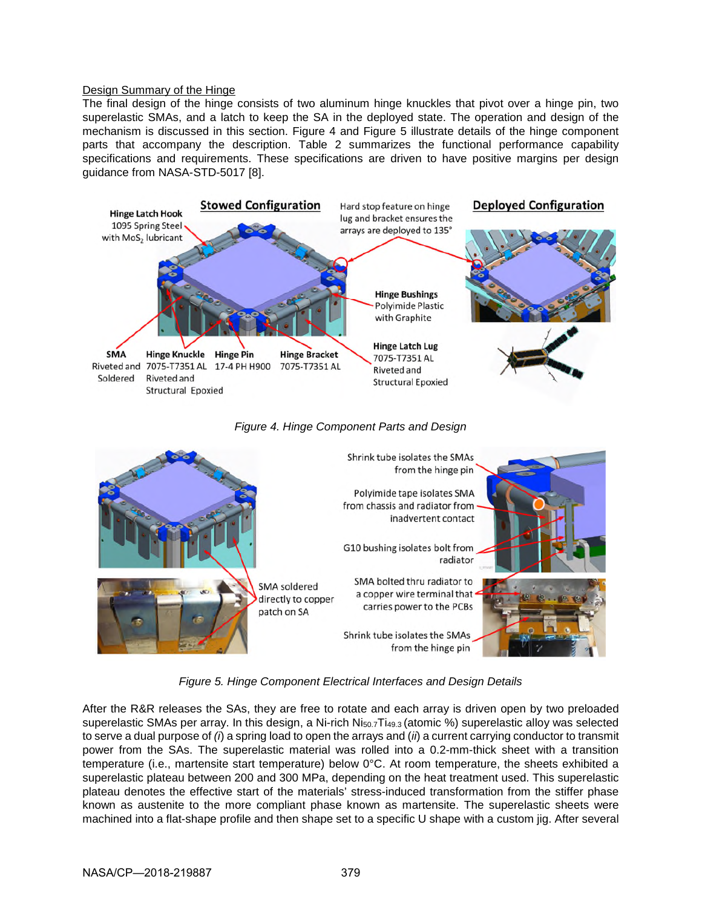Design Summary of the Hinge

The final design of the hinge consists of two aluminum hinge knuckles that pivot over a hinge pin, two superelastic SMAs, and a latch to keep the SA in the deployed state. The operation and design of the mechanism is discussed in this section. Figure 4 and Figure 5 illustrate details of the hinge component parts that accompany the description. Table 2 summarizes the functional performance capability specifications and requirements. These specifications are driven to have positive margins per design guidance from NASA-STD-5017 [8].

*Figure 4. Hinge Component Parts and Design*

*Figure 5. Hinge Component Electrical Interfaces and Design Details*

After the R&R releases the SAs, they are free to rotate and each array is driven open by two preloaded superelastic SMAs per array. In this design, a Ni-rich $Ni_{50.7}Ti_{49.3}$ (atomic %) superelastic alloy was selected to serve a dual purpose of (*i*) a spring load to open the arrays and (*ii*) a current carrying conductor to transmit power from the SAs. The superelastic material was rolled into a 0.2-mm-thick sheet with a transition temperature (i.e., martensite start temperature) below 0°C. At room temperature, the sheets exhibited a superelastic plateau between 200 and 300 MPa, depending on the heat treatment used. This superelastic plateau denotes the effective start of the materials' stress-induced transformation from the stiffer phase known as austenite to the more compliant phase known as martensite. The superelastic sheets were machined into a flat-shape profile and then shape set to a specific U shape with a custom jig. After several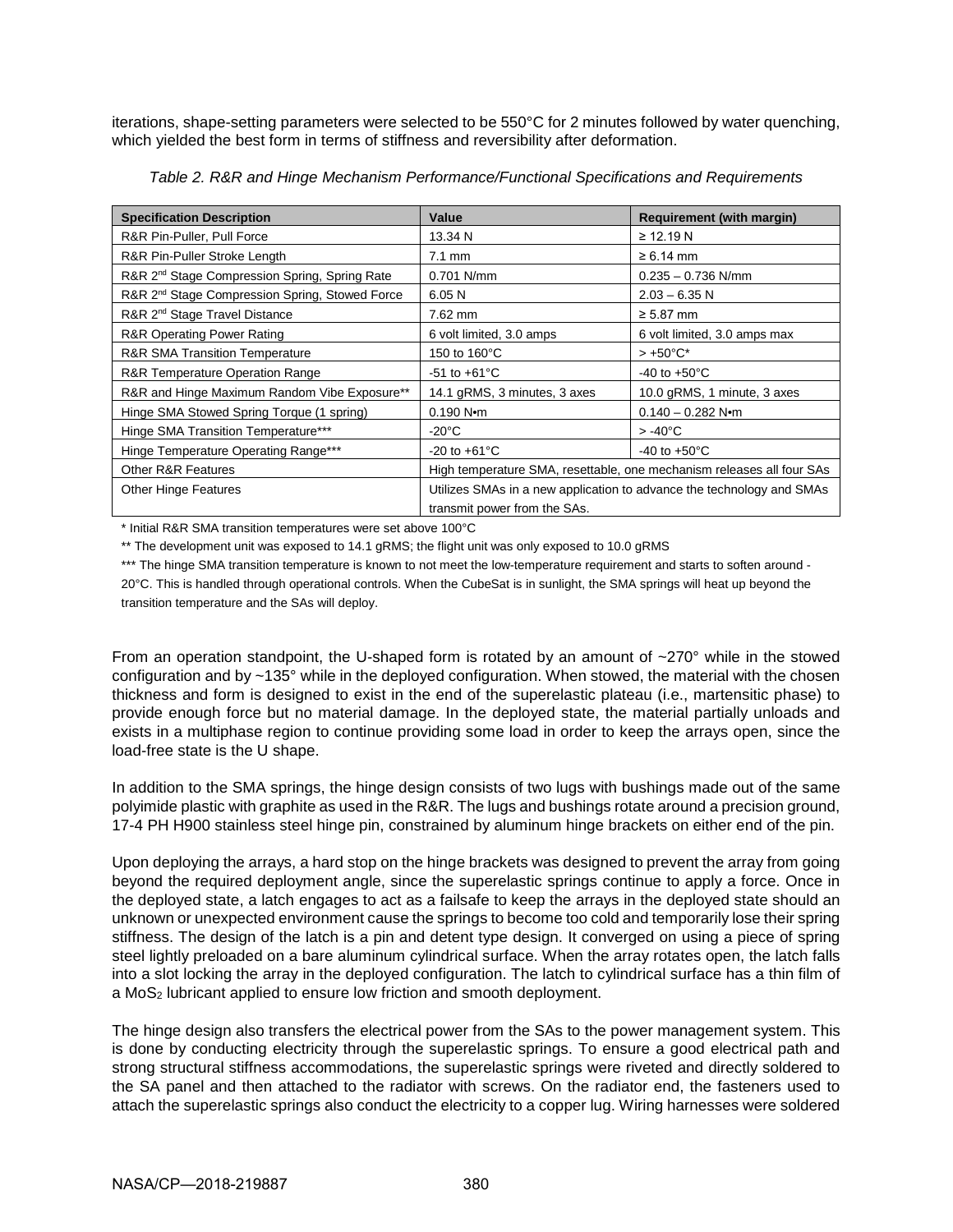iterations, shape-setting parameters were selected to be 550°C for 2 minutes followed by water quenching, which yielded the best form in terms of stiffness and reversibility after deformation.

*Table 2. R&R and Hinge Mechanism Performance/Functional Specifications and Requirements*

| Specification Description | Value | Requirement (with margin) |
|---|---|---|
| R&R Pin-Puller, Pull Force | 13.34 N | ≥ 12.19 N |
| R&R Pin-Puller Stroke Length | 7.1 mm | ≥ 6.14 mm |
| R&R 2nd Stage Compression Spring, Spring Rate | 0.701 N/mm | 0.235 – 0.736 N/mm |
| R&R 2nd Stage Compression Spring, Stowed Force | 6.05 N | 2.03 – 6.35 N |
| R&R 2nd Stage Travel Distance | 7.62 mm | ≥ 5.87 mm |
| R&R Operating Power Rating | 6 volt limited, 3.0 amps | 6 volt limited, 3.0 amps max |
| R&R SMA Transition Temperature | 150 to 160°C | > +50°C* |
| R&R Temperature Operation Range | -51 to +61°C | -40 to +50°C |
| R&R and Hinge Maximum Random Vibe Exposure** | 14.1 gRMS, 3 minutes, 3 axes | 10.0 gRMS, 1 minute, 3 axes |
| Hinge SMA Stowed Spring Torque (1 spring) | 0.190 N•m | 0.140 – 0.282 N•m |
| Hinge SMA Transition Temperature*** | -20°C | > -40°C |
| Hinge Temperature Operating Range*** | -20 to +61°C | -40 to +50°C |
| Other R&R Features | High temperature SMA, resettable, one mechanism releases all four SAs | |
| Other Hinge Features | Utilizes SMAs in a new application to advance the technology and SMAs transmit power from the SAs. | |

\* Initial R&R SMA transition temperatures were set above 100°C

\** The development unit was exposed to 14.1 gRMS; the flight unit was only exposed to 10.0 gRMS

\*** The hinge SMA transition temperature is known to not meet the low-temperature requirement and starts to soften around -20°C. This is handled through operational controls. When the CubeSat is in sunlight, the SMA springs will heat up beyond the transition temperature and the SAs will deploy.

From an operation standpoint, the U-shaped form is rotated by an amount of ~270° while in the stowed configuration and by ~135° while in the deployed configuration. When stowed, the material with the chosen thickness and form is designed to exist in the end of the superelastic plateau (i.e., martensitic phase) to provide enough force but no material damage. In the deployed state, the material partially unloads and exists in a multiphase region to continue providing some load in order to keep the arrays open, since the load-free state is the U shape.

In addition to the SMA springs, the hinge design consists of two lugs with bushings made out of the same polyimide plastic with graphite as used in the R&R. The lugs and bushings rotate around a precision ground, 17-4 PH H900 stainless steel hinge pin, constrained by aluminum hinge brackets on either end of the pin.

Upon deploying the arrays, a hard stop on the hinge brackets was designed to prevent the array from going beyond the required deployment angle, since the superelastic springs continue to apply a force. Once in the deployed state, a latch engages to act as a failsafe to keep the arrays in the deployed state should an unknown or unexpected environment cause the springs to become too cold and temporarily lose their spring stiffness. The design of the latch is a pin and detent type design. It converged on using a piece of spring steel lightly preloaded on a bare aluminum cylindrical surface. When the array rotates open, the latch falls into a slot locking the array in the deployed configuration. The latch to cylindrical surface has a thin film of a $MoS_2$ lubricant applied to ensure low friction and smooth deployment.

The hinge design also transfers the electrical power from the SAs to the power management system. This is done by conducting electricity through the superelastic springs. To ensure a good electrical path and strong structural stiffness accommodations, the superelastic springs were riveted and directly soldered to the SA panel and then attached to the radiator with screws. On the radiator end, the fasteners used to attach the superelastic springs also conduct the electricity to a copper lug. Wiring harnesses were soldered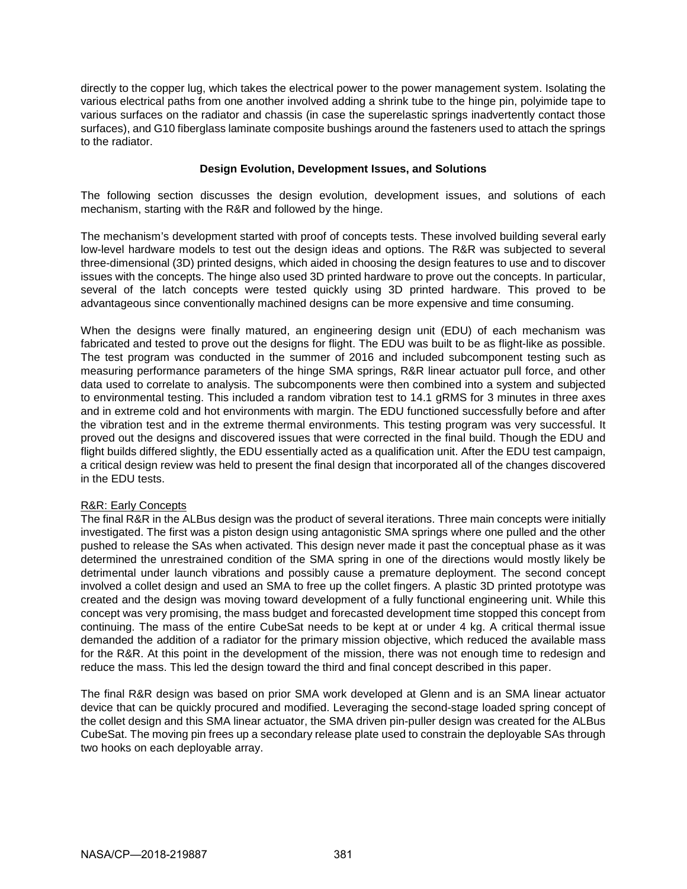directly to the copper lug, which takes the electrical power to the power management system. Isolating the various electrical paths from one another involved adding a shrink tube to the hinge pin, polyimide tape to various surfaces on the radiator and chassis (in case the superelastic springs inadvertently contact those surfaces), and G10 fiberglass laminate composite bushings around the fasteners used to attach the springs to the radiator.

## Design Evolution, Development Issues, and Solutions

The following section discusses the design evolution, development issues, and solutions of each mechanism, starting with the R&R and followed by the hinge.

The mechanism's development started with proof of concepts tests. These involved building several early low-level hardware models to test out the design ideas and options. The R&R was subjected to several three-dimensional (3D) printed designs, which aided in choosing the design features to use and to discover issues with the concepts. The hinge also used 3D printed hardware to prove out the concepts. In particular, several of the latch concepts were tested quickly using 3D printed hardware. This proved to be advantageous since conventionally machined designs can be more expensive and time consuming.

When the designs were finally matured, an engineering design unit (EDU) of each mechanism was fabricated and tested to prove out the designs for flight. The EDU was built to be as flight-like as possible. The test program was conducted in the summer of 2016 and included subcomponent testing such as measuring performance parameters of the hinge SMA springs, R&R linear actuator pull force, and other data used to correlate to analysis. The subcomponents were then combined into a system and subjected to environmental testing. This included a random vibration test to 14.1 gRMS for 3 minutes in three axes and in extreme cold and hot environments with margin. The EDU functioned successfully before and after the vibration test and in the extreme thermal environments. This testing program was very successful. It proved out the designs and discovered issues that were corrected in the final build. Though the EDU and flight builds differed slightly, the EDU essentially acted as a qualification unit. After the EDU test campaign, a critical design review was held to present the final design that incorporated all of the changes discovered in the EDU tests.

### R&R: Early Concepts

The final R&R in the ALBus design was the product of several iterations. Three main concepts were initially investigated. The first was a piston design using antagonistic SMA springs where one pulled and the other pushed to release the SAs when activated. This design never made it past the conceptual phase as it was determined the unrestrained condition of the SMA spring in one of the directions would mostly likely be detrimental under launch vibrations and possibly cause a premature deployment. The second concept involved a collet design and used an SMA to free up the collet fingers. A plastic 3D printed prototype was created and the design was moving toward development of a fully functional engineering unit. While this concept was very promising, the mass budget and forecasted development time stopped this concept from continuing. The mass of the entire CubeSat needs to be kept at or under 4 kg. A critical thermal issue demanded the addition of a radiator for the primary mission objective, which reduced the available mass for the R&R. At this point in the development of the mission, there was not enough time to redesign and reduce the mass. This led the design toward the third and final concept described in this paper.

The final R&R design was based on prior SMA work developed at Glenn and is an SMA linear actuator device that can be quickly procured and modified. Leveraging the second-stage loaded spring concept of the collet design and this SMA linear actuator, the SMA driven pin-puller design was created for the ALBus CubeSat. The moving pin frees up a secondary release plate used to constrain the deployable SAs through two hooks on each deployable array.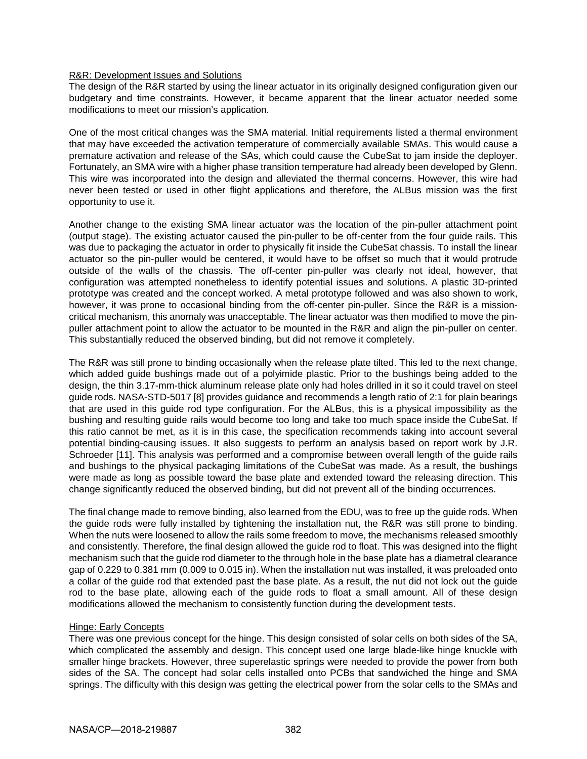## R&R: Development Issues and Solutions

The design of the R&R started by using the linear actuator in its originally designed configuration given our budgetary and time constraints. However, it became apparent that the linear actuator needed some modifications to meet our mission's application.

One of the most critical changes was the SMA material. Initial requirements listed a thermal environment that may have exceeded the activation temperature of commercially available SMAs. This would cause a premature activation and release of the SAs, which could cause the CubeSat to jam inside the deployer. Fortunately, an SMA wire with a higher phase transition temperature had already been developed by Glenn. This wire was incorporated into the design and alleviated the thermal concerns. However, this wire had never been tested or used in other flight applications and therefore, the ALBus mission was the first opportunity to use it.

Another change to the existing SMA linear actuator was the location of the pin-puller attachment point (output stage). The existing actuator caused the pin-puller to be off-center from the four guide rails. This was due to packaging the actuator in order to physically fit inside the CubeSat chassis. To install the linear actuator so the pin-puller would be centered, it would have to be offset so much that it would protrude outside of the walls of the chassis. The off-center pin-puller was clearly not ideal, however, that configuration was attempted nonetheless to identify potential issues and solutions. A plastic 3D-printed prototype was created and the concept worked. A metal prototype followed and was also shown to work, however, it was prone to occasional binding from the off-center pin-puller. Since the R&R is a mission-critical mechanism, this anomaly was unacceptable. The linear actuator was then modified to move the pin-puller attachment point to allow the actuator to be mounted in the R&R and align the pin-puller on center. This substantially reduced the observed binding, but did not remove it completely.

The R&R was still prone to binding occasionally when the release plate tilted. This led to the next change, which added guide bushings made out of a polyimide plastic. Prior to the bushings being added to the design, the thin 3.17-mm-thick aluminum release plate only had holes drilled in it so it could travel on steel guide rods. NASA-STD-5017 [8] provides guidance and recommends a length ratio of 2:1 for plain bearings that are used in this guide rod type configuration. For the ALBus, this is a physical impossibility as the bushing and resulting guide rails would become too long and take too much space inside the CubeSat. If this ratio cannot be met, as it is in this case, the specification recommends taking into account several potential binding-causing issues. It also suggests to perform an analysis based on report work by J.R. Schroeder [11]. This analysis was performed and a compromise between overall length of the guide rails and bushings to the physical packaging limitations of the CubeSat was made. As a result, the bushings were made as long as possible toward the base plate and extended toward the releasing direction. This change significantly reduced the observed binding, but did not prevent all of the binding occurrences.

The final change made to remove binding, also learned from the EDU, was to free up the guide rods. When the guide rods were fully installed by tightening the installation nut, the R&R was still prone to binding. When the nuts were loosened to allow the rails some freedom to move, the mechanisms released smoothly and consistently. Therefore, the final design allowed the guide rod to float. This was designed into the flight mechanism such that the guide rod diameter to the through hole in the base plate has a diametral clearance gap of 0.229 to 0.381 mm (0.009 to 0.015 in). When the installation nut was installed, it was preloaded onto a collar of the guide rod that extended past the base plate. As a result, the nut did not lock out the guide rod to the base plate, allowing each of the guide rods to float a small amount. All of these design modifications allowed the mechanism to consistently function during the development tests.

## Hinge: Early Concepts

There was one previous concept for the hinge. This design consisted of solar cells on both sides of the SA, which complicated the assembly and design. This concept used one large blade-like hinge knuckle with smaller hinge brackets. However, three superelastic springs were needed to provide the power from both sides of the SA. The concept had solar cells installed onto PCBs that sandwiched the hinge and SMA springs. The difficulty with this design was getting the electrical power from the solar cells to the SMAs and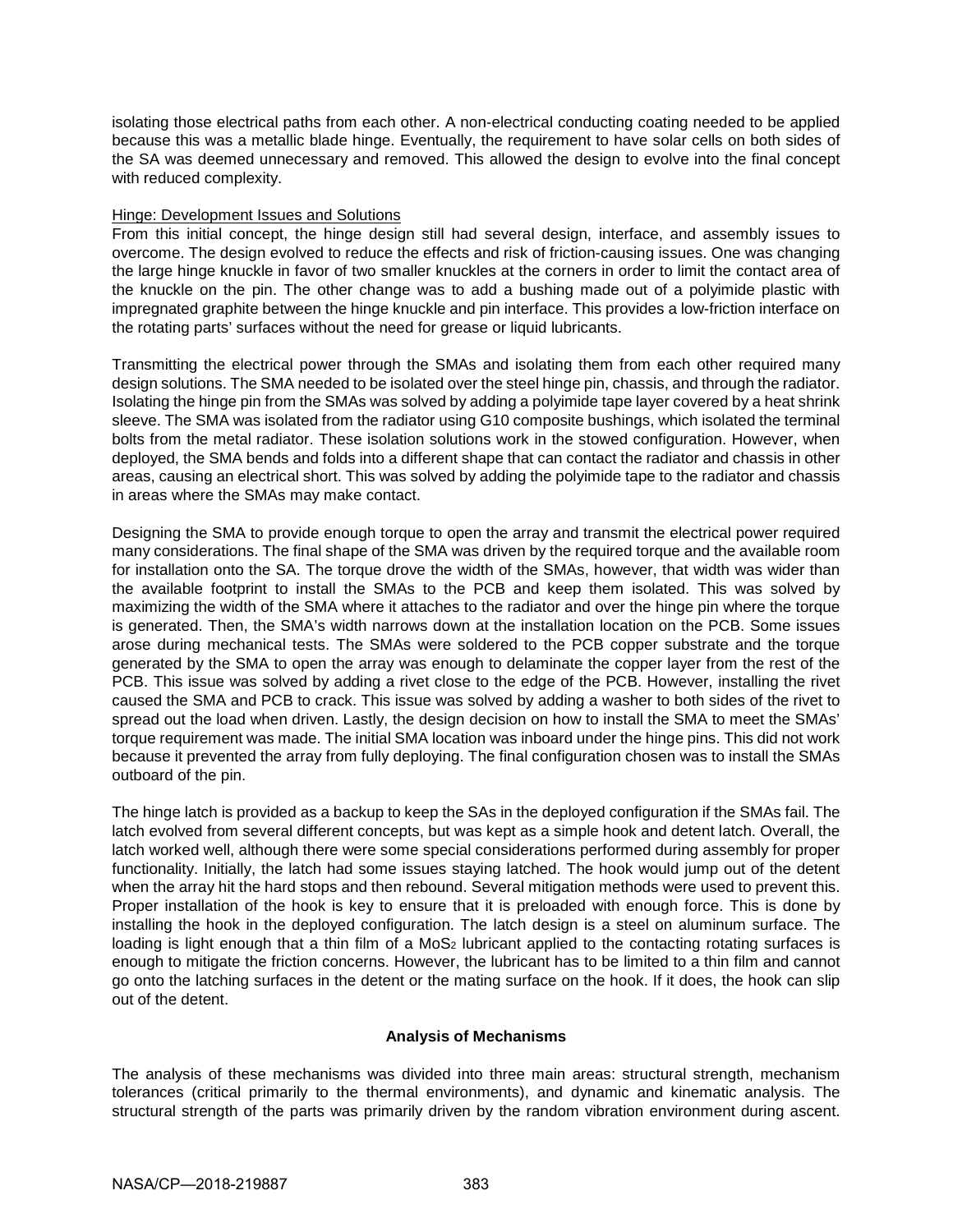isolating those electrical paths from each other. A non-electrical conducting coating needed to be applied because this was a metallic blade hinge. Eventually, the requirement to have solar cells on both sides of the SA was deemed unnecessary and removed. This allowed the design to evolve into the final concept with reduced complexity.

Hinge: Development Issues and Solutions

From this initial concept, the hinge design still had several design, interface, and assembly issues to overcome. The design evolved to reduce the effects and risk of friction-causing issues. One was changing the large hinge knuckle in favor of two smaller knuckles at the corners in order to limit the contact area of the knuckle on the pin. The other change was to add a bushing made out of a polyimide plastic with impregnated graphite between the hinge knuckle and pin interface. This provides a low-friction interface on the rotating parts' surfaces without the need for grease or liquid lubricants.

Transmitting the electrical power through the SMAs and isolating them from each other required many design solutions. The SMA needed to be isolated over the steel hinge pin, chassis, and through the radiator. Isolating the hinge pin from the SMAs was solved by adding a polyimide tape layer covered by a heat shrink sleeve. The SMA was isolated from the radiator using G10 composite bushings, which isolated the terminal bolts from the metal radiator. These isolation solutions work in the stowed configuration. However, when deployed, the SMA bends and folds into a different shape that can contact the radiator and chassis in other areas, causing an electrical short. This was solved by adding the polyimide tape to the radiator and chassis in areas where the SMAs may make contact.

Designing the SMA to provide enough torque to open the array and transmit the electrical power required many considerations. The final shape of the SMA was driven by the required torque and the available room for installation onto the SA. The torque drove the width of the SMAs, however, that width was wider than the available footprint to install the SMAs to the PCB and keep them isolated. This was solved by maximizing the width of the SMA where it attaches to the radiator and over the hinge pin where the torque is generated. Then, the SMA's width narrows down at the installation location on the PCB. Some issues arose during mechanical tests. The SMAs were soldered to the PCB copper substrate and the torque generated by the SMA to open the array was enough to delaminate the copper layer from the rest of the PCB. This issue was solved by adding a rivet close to the edge of the PCB. However, installing the rivet caused the SMA and PCB to crack. This issue was solved by adding a washer to both sides of the rivet to spread out the load when driven. Lastly, the design decision on how to install the SMA to meet the SMAs' torque requirement was made. The initial SMA location was inboard under the hinge pins. This did not work because it prevented the array from fully deploying. The final configuration chosen was to install the SMAs outboard of the pin.

The hinge latch is provided as a backup to keep the SAs in the deployed configuration if the SMAs fail. The latch evolved from several different concepts, but was kept as a simple hook and detent latch. Overall, the latch worked well, although there were some special considerations performed during assembly for proper functionality. Initially, the latch had some issues staying latched. The hook would jump out of the detent when the array hit the hard stops and then rebound. Several mitigation methods were used to prevent this. Proper installation of the hook is key to ensure that it is preloaded with enough force. This is done by installing the hook in the deployed configuration. The latch design is a steel on aluminum surface. The loading is light enough that a thin film of a $MoS_2$ lubricant applied to the contacting rotating surfaces is enough to mitigate the friction concerns. However, the lubricant has to be limited to a thin film and cannot go onto the latching surfaces in the detent or the mating surface on the hook. If it does, the hook can slip out of the detent.

## Analysis of Mechanisms

The analysis of these mechanisms was divided into three main areas: structural strength, mechanism tolerances (critical primarily to the thermal environments), and dynamic and kinematic analysis. The structural strength of the parts was primarily driven by the random vibration environment during ascent.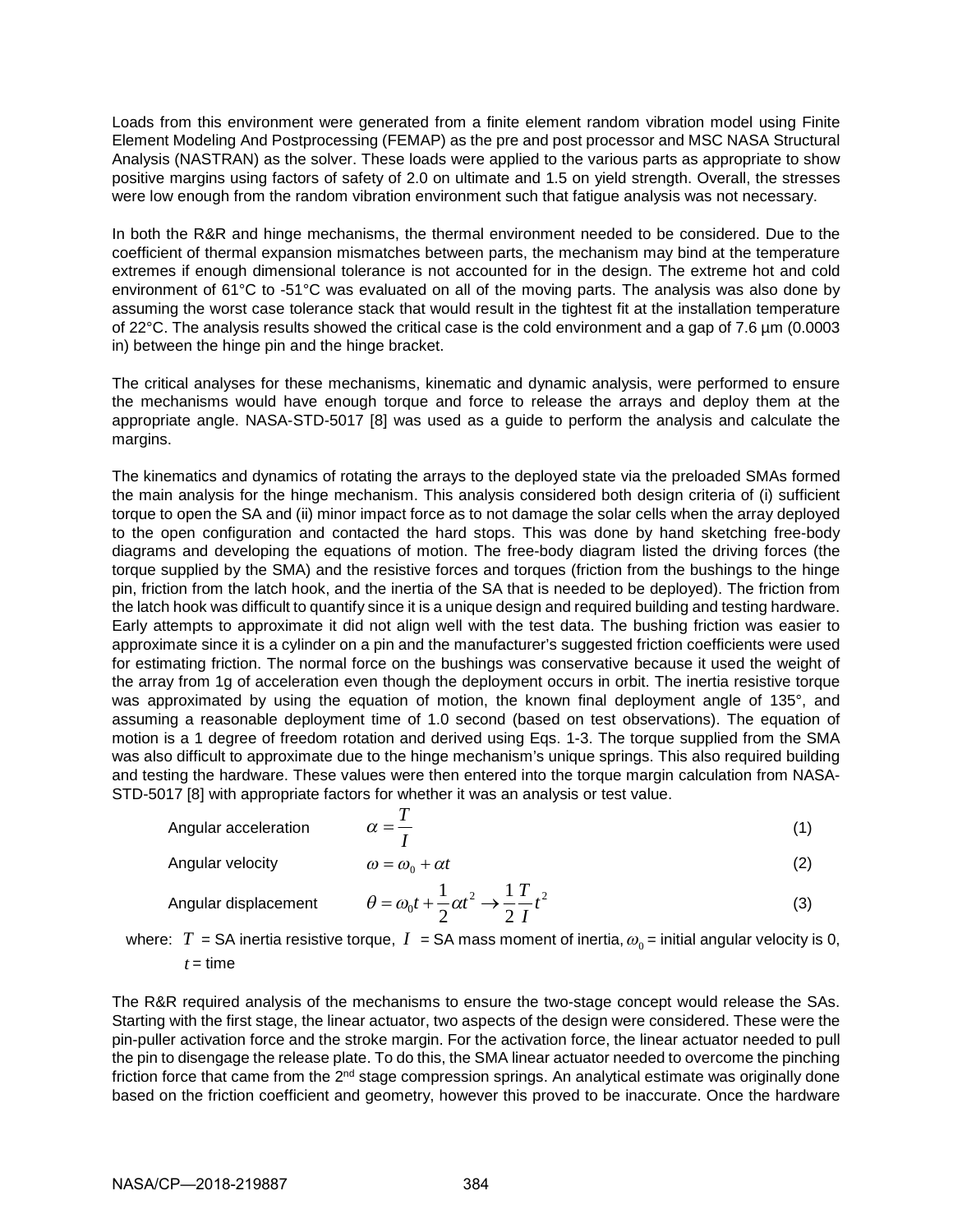Loads from this environment were generated from a finite element random vibration model using Finite Element Modeling And Postprocessing (FEMAP) as the pre and post processor and MSC NASA Structural Analysis (NASTRAN) as the solver. These loads were applied to the various parts as appropriate to show positive margins using factors of safety of 2.0 on ultimate and 1.5 on yield strength. Overall, the stresses were low enough from the random vibration environment such that fatigue analysis was not necessary.

In both the R&R and hinge mechanisms, the thermal environment needed to be considered. Due to the coefficient of thermal expansion mismatches between parts, the mechanism may bind at the temperature extremes if enough dimensional tolerance is not accounted for in the design. The extreme hot and cold environment of 61°C to -51°C was evaluated on all of the moving parts. The analysis was also done by assuming the worst case tolerance stack that would result in the tightest fit at the installation temperature of 22°C. The analysis results showed the critical case is the cold environment and a gap of 7.6 µm (0.0003 in) between the hinge pin and the hinge bracket.

The critical analyses for these mechanisms, kinematic and dynamic analysis, were performed to ensure the mechanisms would have enough torque and force to release the arrays and deploy them at the appropriate angle. NASA-STD-5017 [8] was used as a guide to perform the analysis and calculate the margins.

The kinematics and dynamics of rotating the arrays to the deployed state via the preloaded SMAs formed the main analysis for the hinge mechanism. This analysis considered both design criteria of (i) sufficient torque to open the SA and (ii) minor impact force as to not damage the solar cells when the array deployed to the open configuration and contacted the hard stops. This was done by hand sketching free-body diagrams and developing the equations of motion. The free-body diagram listed the driving forces (the torque supplied by the SMA) and the resistive forces and torques (friction from the bushings to the hinge pin, friction from the latch hook, and the inertia of the SA that is needed to be deployed). The friction from the latch hook was difficult to quantify since it is a unique design and required building and testing hardware. Early attempts to approximate it did not align well with the test data. The bushing friction was easier to approximate since it is a cylinder on a pin and the manufacturer's suggested friction coefficients were used for estimating friction. The normal force on the bushings was conservative because it used the weight of the array from 1g of acceleration even though the deployment occurs in orbit. The inertia resistive torque was approximated by using the equation of motion, the known final deployment angle of 135°, and assuming a reasonable deployment time of 1.0 second (based on test observations). The equation of motion is a 1 degree of freedom rotation and derived using Eqs. 1-3. The torque supplied from the SMA was also difficult to approximate due to the hinge mechanism's unique springs. This also required building and testing the hardware. These values were then entered into the torque margin calculation from NASA-STD-5017 [8] with appropriate factors for whether it was an analysis or test value.

Angular acceleration
$$\alpha = \frac{T}{I} \tag{1}$$

Angular velocity
$$\omega = \omega_0 + \alpha t \tag{2}$$

Angular displacement
$$\theta = \omega_0 t + \frac{1}{2}\alpha t^2 \rightarrow \frac{1}{2}\frac{T}{I}t^2 \tag{3}$$

where: $T$ = SA inertia resistive torque, $I$ = SA mass moment of inertia, $\omega_0$ = initial angular velocity is 0, $t$ = time

The R&R required analysis of the mechanisms to ensure the two-stage concept would release the SAs. Starting with the first stage, the linear actuator, two aspects of the design were considered. These were the pin-puller activation force and the stroke margin. For the activation force, the linear actuator needed to pull the pin to disengage the release plate. To do this, the SMA linear actuator needed to overcome the pinching friction force that came from the 2nd stage compression springs. An analytical estimate was originally done based on the friction coefficient and geometry, however this proved to be inaccurate. Once the hardware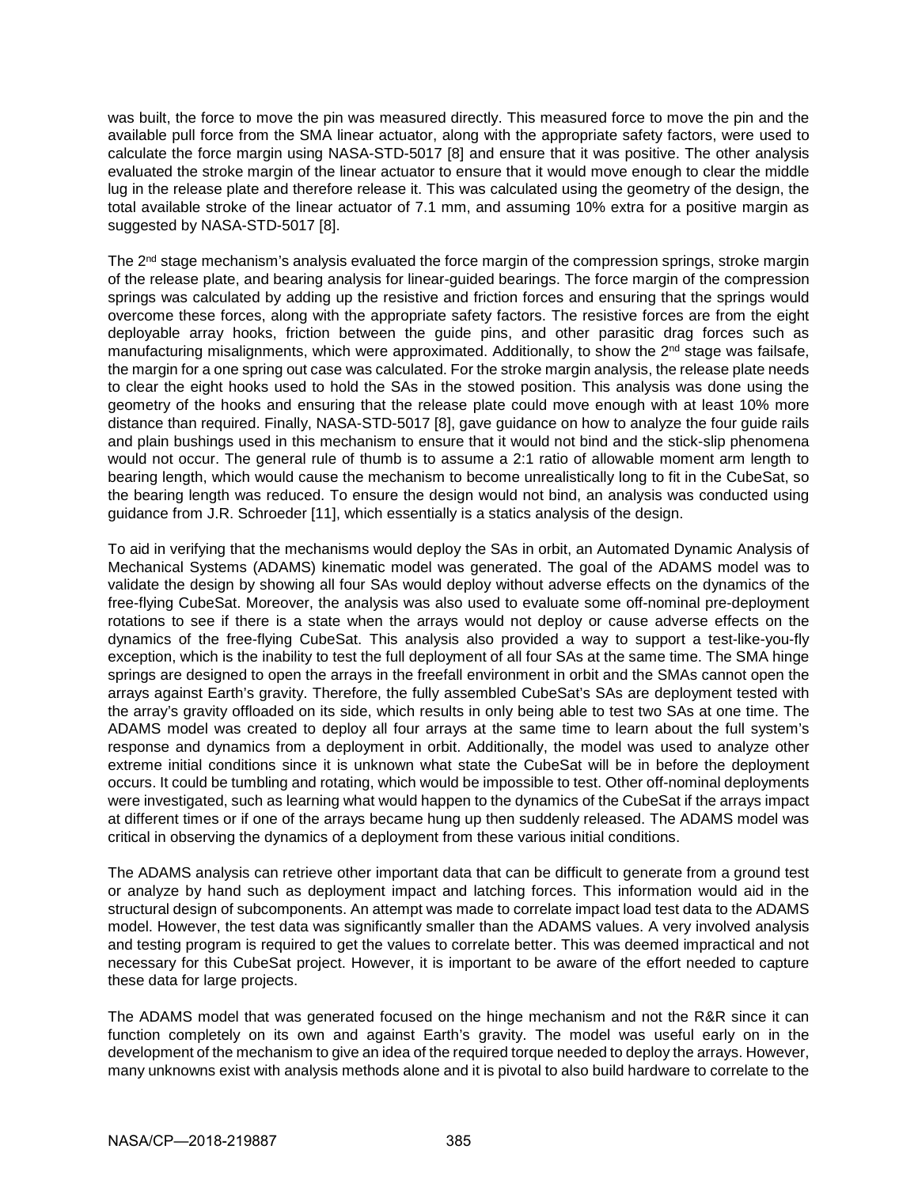was built, the force to move the pin was measured directly. This measured force to move the pin and the available pull force from the SMA linear actuator, along with the appropriate safety factors, were used to calculate the force margin using NASA-STD-5017 [8] and ensure that it was positive. The other analysis evaluated the stroke margin of the linear actuator to ensure that it would move enough to clear the middle lug in the release plate and therefore release it. This was calculated using the geometry of the design, the total available stroke of the linear actuator of 7.1 mm, and assuming 10% extra for a positive margin as suggested by NASA-STD-5017 [8].

The 2nd stage mechanism's analysis evaluated the force margin of the compression springs, stroke margin of the release plate, and bearing analysis for linear-guided bearings. The force margin of the compression springs was calculated by adding up the resistive and friction forces and ensuring that the springs would overcome these forces, along with the appropriate safety factors. The resistive forces are from the eight deployable array hooks, friction between the guide pins, and other parasitic drag forces such as manufacturing misalignments, which were approximated. Additionally, to show the 2nd stage was failsafe, the margin for a one spring out case was calculated. For the stroke margin analysis, the release plate needs to clear the eight hooks used to hold the SAs in the stowed position. This analysis was done using the geometry of the hooks and ensuring that the release plate could move enough with at least 10% more distance than required. Finally, NASA-STD-5017 [8], gave guidance on how to analyze the four guide rails and plain bushings used in this mechanism to ensure that it would not bind and the stick-slip phenomena would not occur. The general rule of thumb is to assume a 2:1 ratio of allowable moment arm length to bearing length, which would cause the mechanism to become unrealistically long to fit in the CubeSat, so the bearing length was reduced. To ensure the design would not bind, an analysis was conducted using guidance from J.R. Schroeder [11], which essentially is a statics analysis of the design.

To aid in verifying that the mechanisms would deploy the SAs in orbit, an Automated Dynamic Analysis of Mechanical Systems (ADAMS) kinematic model was generated. The goal of the ADAMS model was to validate the design by showing all four SAs would deploy without adverse effects on the dynamics of the free-flying CubeSat. Moreover, the analysis was also used to evaluate some off-nominal pre-deployment rotations to see if there is a state when the arrays would not deploy or cause adverse effects on the dynamics of the free-flying CubeSat. This analysis also provided a way to support a test-like-you-fly exception, which is the inability to test the full deployment of all four SAs at the same time. The SMA hinge springs are designed to open the arrays in the freefall environment in orbit and the SMAs cannot open the arrays against Earth's gravity. Therefore, the fully assembled CubeSat's SAs are deployment tested with the array's gravity offloaded on its side, which results in only being able to test two SAs at one time. The ADAMS model was created to deploy all four arrays at the same time to learn about the full system's response and dynamics from a deployment in orbit. Additionally, the model was used to analyze other extreme initial conditions since it is unknown what state the CubeSat will be in before the deployment occurs. It could be tumbling and rotating, which would be impossible to test. Other off-nominal deployments were investigated, such as learning what would happen to the dynamics of the CubeSat if the arrays impact at different times or if one of the arrays became hung up then suddenly released. The ADAMS model was critical in observing the dynamics of a deployment from these various initial conditions.

The ADAMS analysis can retrieve other important data that can be difficult to generate from a ground test or analyze by hand such as deployment impact and latching forces. This information would aid in the structural design of subcomponents. An attempt was made to correlate impact load test data to the ADAMS model. However, the test data was significantly smaller than the ADAMS values. A very involved analysis and testing program is required to get the values to correlate better. This was deemed impractical and not necessary for this CubeSat project. However, it is important to be aware of the effort needed to capture these data for large projects.

The ADAMS model that was generated focused on the hinge mechanism and not the R&R since it can function completely on its own and against Earth's gravity. The model was useful early on in the development of the mechanism to give an idea of the required torque needed to deploy the arrays. However, many unknowns exist with analysis methods alone and it is pivotal to also build hardware to correlate to the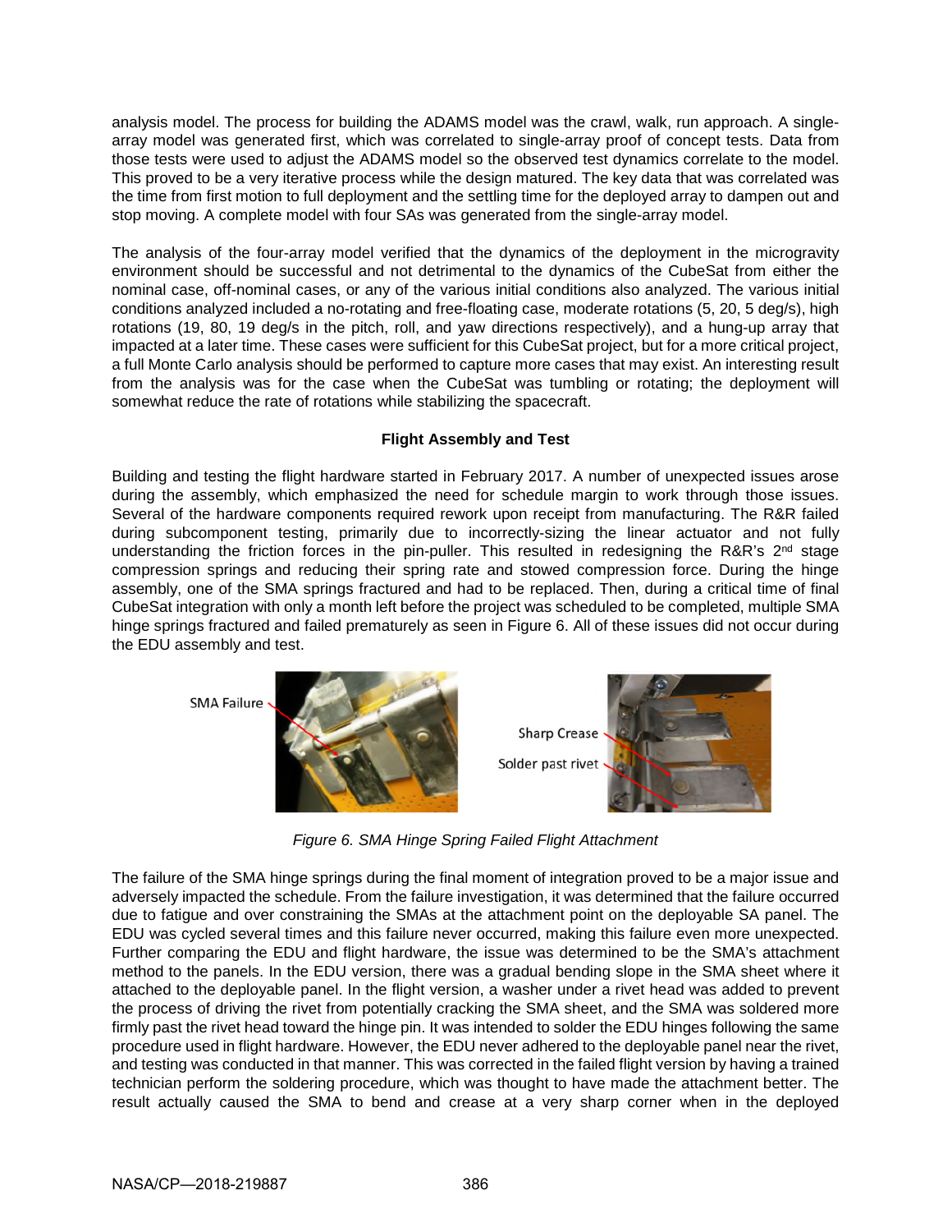analysis model. The process for building the ADAMS model was the crawl, walk, run approach. A single-array model was generated first, which was correlated to single-array proof of concept tests. Data from those tests were used to adjust the ADAMS model so the observed test dynamics correlate to the model. This proved to be a very iterative process while the design matured. The key data that was correlated was the time from first motion to full deployment and the settling time for the deployed array to dampen out and stop moving. A complete model with four SAs was generated from the single-array model.

The analysis of the four-array model verified that the dynamics of the deployment in the microgravity environment should be successful and not detrimental to the dynamics of the CubeSat from either the nominal case, off-nominal cases, or any of the various initial conditions also analyzed. The various initial conditions analyzed included a no-rotating and free-floating case, moderate rotations (5, 20, 5 deg/s), high rotations (19, 80, 19 deg/s in the pitch, roll, and yaw directions respectively), and a hung-up array that impacted at a later time. These cases were sufficient for this CubeSat project, but for a more critical project, a full Monte Carlo analysis should be performed to capture more cases that may exist. An interesting result from the analysis was for the case when the CubeSat was tumbling or rotating; the deployment will somewhat reduce the rate of rotations while stabilizing the spacecraft.

## Flight Assembly and Test

Building and testing the flight hardware started in February 2017. A number of unexpected issues arose during the assembly, which emphasized the need for schedule margin to work through those issues. Several of the hardware components required rework upon receipt from manufacturing. The R&R failed during subcomponent testing, primarily due to incorrectly-sizing the linear actuator and not fully understanding the friction forces in the pin-puller. This resulted in redesigning the R&R's 2nd stage compression springs and reducing their spring rate and stowed compression force. During the hinge assembly, one of the SMA springs fractured and had to be replaced. Then, during a critical time of final CubeSat integration with only a month left before the project was scheduled to be completed, multiple SMA hinge springs fractured and failed prematurely as seen in Figure 6. All of these issues did not occur during the EDU assembly and test.

SMA Failure

Sharp Crease

Solder past rivet

*Figure 6. SMA Hinge Spring Failed Flight Attachment*

The failure of the SMA hinge springs during the final moment of integration proved to be a major issue and adversely impacted the schedule. From the failure investigation, it was determined that the failure occurred due to fatigue and over constraining the SMAs at the attachment point on the deployable SA panel. The EDU was cycled several times and this failure never occurred, making this failure even more unexpected. Further comparing the EDU and flight hardware, the issue was determined to be the SMA's attachment method to the panels. In the EDU version, there was a gradual bending slope in the SMA sheet where it attached to the deployable panel. In the flight version, a washer under a rivet head was added to prevent the process of driving the rivet from potentially cracking the SMA sheet, and the SMA was soldered more firmly past the rivet head toward the hinge pin. It was intended to solder the EDU hinges following the same procedure used in flight hardware. However, the EDU never adhered to the deployable panel near the rivet, and testing was conducted in that manner. This was corrected in the failed flight version by having a trained technician perform the soldering procedure, which was thought to have made the attachment better. The result actually caused the SMA to bend and crease at a very sharp corner when in the deployed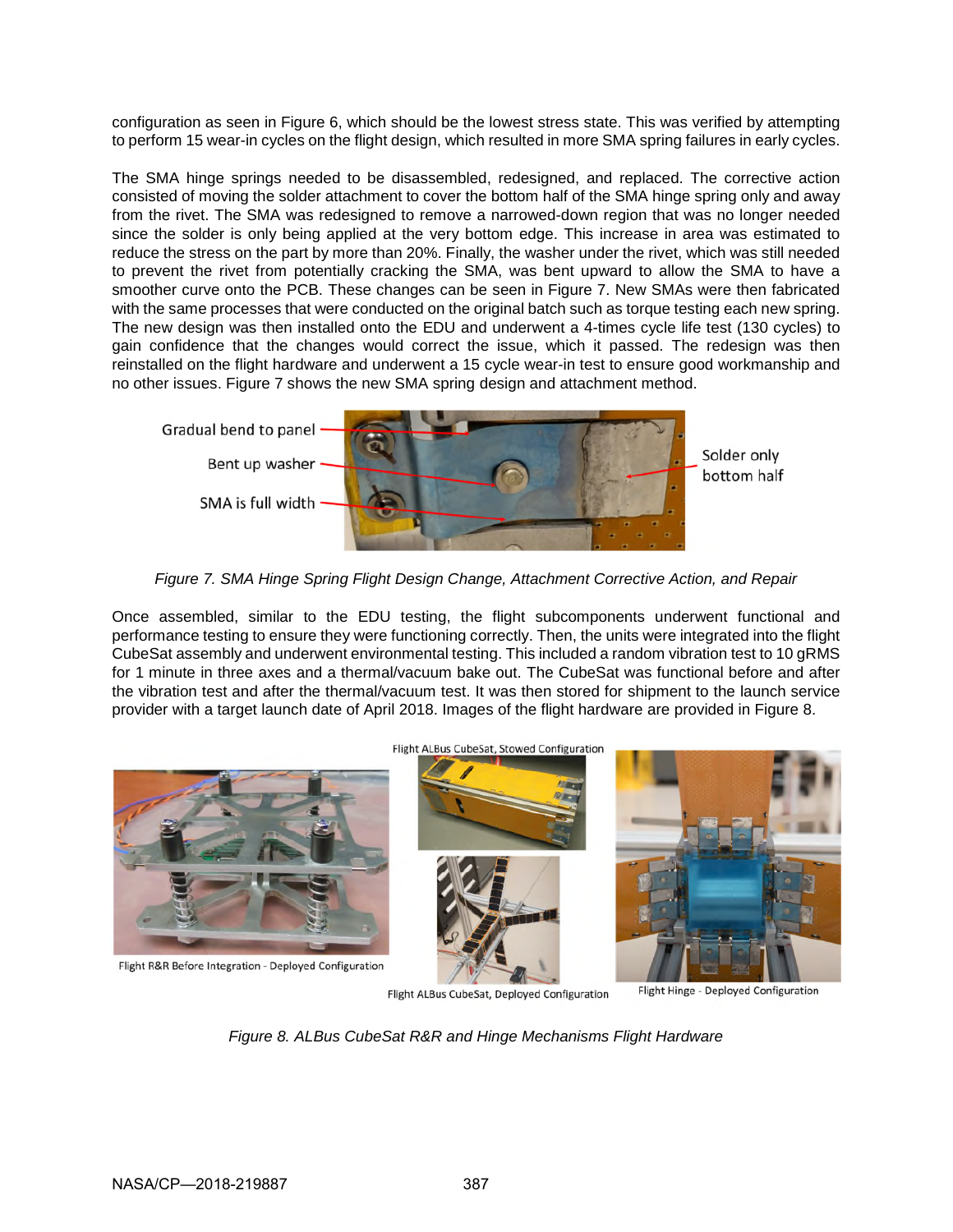configuration as seen in Figure 6, which should be the lowest stress state. This was verified by attempting to perform 15 wear-in cycles on the flight design, which resulted in more SMA spring failures in early cycles.

The SMA hinge springs needed to be disassembled, redesigned, and replaced. The corrective action consisted of moving the solder attachment to cover the bottom half of the SMA hinge spring only and away from the rivet. The SMA was redesigned to remove a narrowed-down region that was no longer needed since the solder is only being applied at the very bottom edge. This increase in area was estimated to reduce the stress on the part by more than 20%. Finally, the washer under the rivet, which was still needed to prevent the rivet from potentially cracking the SMA, was bent upward to allow the SMA to have a smoother curve onto the PCB. These changes can be seen in Figure 7. New SMAs were then fabricated with the same processes that were conducted on the original batch such as torque testing each new spring. The new design was then installed onto the EDU and underwent a 4-times cycle life test (130 cycles) to gain confidence that the changes would correct the issue, which it passed. The redesign was then reinstalled on the flight hardware and underwent a 15 cycle wear-in test to ensure good workmanship and no other issues. Figure 7 shows the new SMA spring design and attachment method.

*Figure 7. SMA Hinge Spring Flight Design Change, Attachment Corrective Action, and Repair*

Once assembled, similar to the EDU testing, the flight subcomponents underwent functional and performance testing to ensure they were functioning correctly. Then, the units were integrated into the flight CubeSat assembly and underwent environmental testing. This included a random vibration test to 10 gRMS for 1 minute in three axes and a thermal/vacuum bake out. The CubeSat was functional before and after the vibration test and after the thermal/vacuum test. It was then stored for shipment to the launch service provider with a target launch date of April 2018. Images of the flight hardware are provided in Figure 8.

*Figure 8. ALBus CubeSat R&R and Hinge Mechanisms Flight Hardware*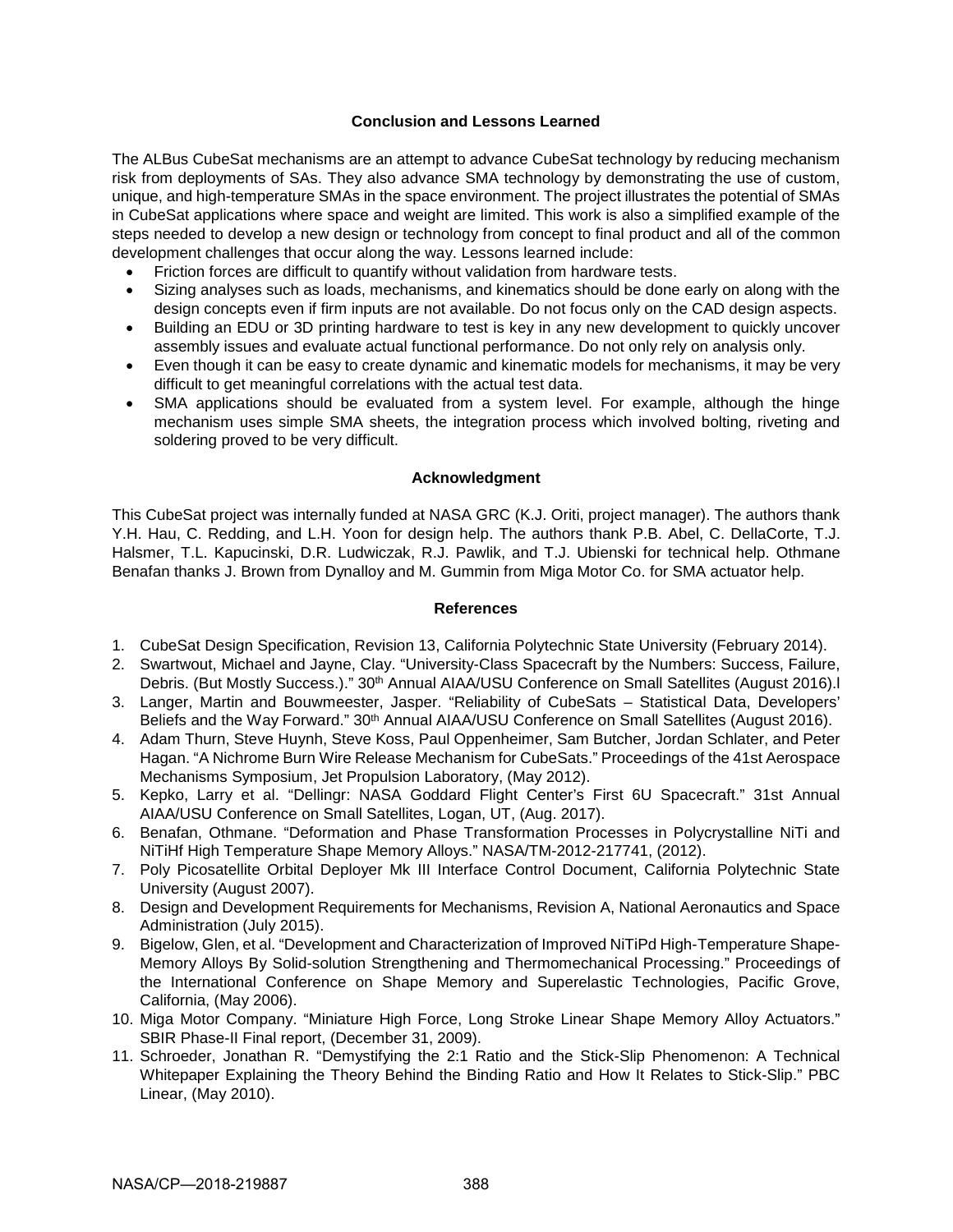## Conclusion and Lessons Learned

The ALBus CubeSat mechanisms are an attempt to advance CubeSat technology by reducing mechanism risk from deployments of SAs. They also advance SMA technology by demonstrating the use of custom, unique, and high-temperature SMAs in the space environment. The project illustrates the potential of SMAs in CubeSat applications where space and weight are limited. This work is also a simplified example of the steps needed to develop a new design or technology from concept to final product and all of the common development challenges that occur along the way. Lessons learned include:

- Friction forces are difficult to quantify without validation from hardware tests.
- Sizing analyses such as loads, mechanisms, and kinematics should be done early on along with the design concepts even if firm inputs are not available. Do not focus only on the CAD design aspects.
- Building an EDU or 3D printing hardware to test is key in any new development to quickly uncover assembly issues and evaluate actual functional performance. Do not only rely on analysis only.
- Even though it can be easy to create dynamic and kinematic models for mechanisms, it may be very difficult to get meaningful correlations with the actual test data.
- SMA applications should be evaluated from a system level. For example, although the hinge mechanism uses simple SMA sheets, the integration process which involved bolting, riveting and soldering proved to be very difficult.

## Acknowledgment

This CubeSat project was internally funded at NASA GRC (K.J. Oriti, project manager). The authors thank Y.H. Hau, C. Redding, and L.H. Yoon for design help. The authors thank P.B. Abel, C. DellaCorte, T.J. Halsmer, T.L. Kapucinski, D.R. Ludwiczak, R.J. Pawlik, and T.J. Ubienski for technical help. Othmane Benafan thanks J. Brown from Dynalloy and M. Gummin from Miga Motor Co. for SMA actuator help.

## References

1. CubeSat Design Specification, Revision 13, California Polytechnic State University (February 2014).
2. Swartwout, Michael and Jayne, Clay. "University-Class Spacecraft by the Numbers: Success, Failure, Debris. (But Mostly Success.)." 30th Annual AIAA/USU Conference on Small Satellites (August 2016).l
3. Langer, Martin and Bouwmeester, Jasper. "Reliability of CubeSats – Statistical Data, Developers' Beliefs and the Way Forward." 30th Annual AIAA/USU Conference on Small Satellites (August 2016).
4. Adam Thurn, Steve Huynh, Steve Koss, Paul Oppenheimer, Sam Butcher, Jordan Schlater, and Peter Hagan. "A Nichrome Burn Wire Release Mechanism for CubeSats." Proceedings of the 41st Aerospace Mechanisms Symposium, Jet Propulsion Laboratory, (May 2012).
5. Kepko, Larry et al. "Dellingr: NASA Goddard Flight Center's First 6U Spacecraft." 31st Annual AIAA/USU Conference on Small Satellites, Logan, UT, (Aug. 2017).
6. Benafan, Othmane. "Deformation and Phase Transformation Processes in Polycrystalline NiTi and NiTiHf High Temperature Shape Memory Alloys." NASA/TM-2012-217741, (2012).
7. Poly Picosatellite Orbital Deployer Mk III Interface Control Document, California Polytechnic State University (August 2007).
8. Design and Development Requirements for Mechanisms, Revision A, National Aeronautics and Space Administration (July 2015).
9. Bigelow, Glen, et al. "Development and Characterization of Improved NiTiPd High-Temperature Shape-Memory Alloys By Solid-solution Strengthening and Thermomechanical Processing." Proceedings of the International Conference on Shape Memory and Superelastic Technologies, Pacific Grove, California, (May 2006).
10. Miga Motor Company. "Miniature High Force, Long Stroke Linear Shape Memory Alloy Actuators." SBIR Phase-II Final report, (December 31, 2009).
11. Schroeder, Jonathan R. "Demystifying the 2:1 Ratio and the Stick-Slip Phenomenon: A Technical Whitepaper Explaining the Theory Behind the Binding Ratio and How It Relates to Stick-Slip." PBC Linear, (May 2010).